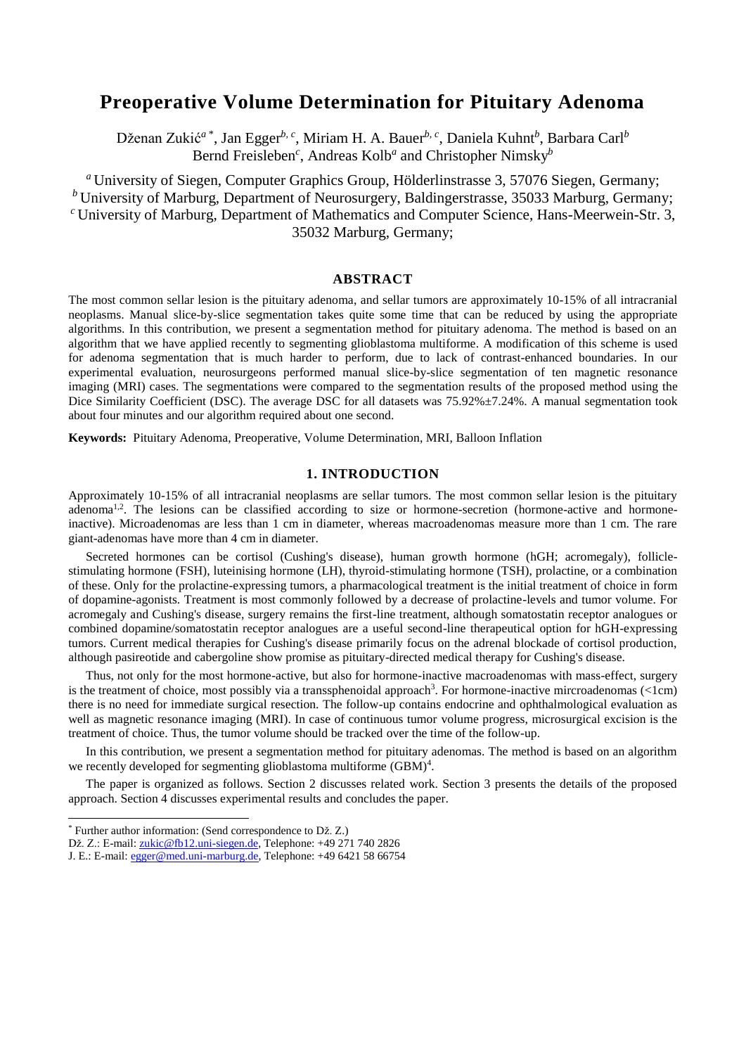# Preoperative Volume Determination for Pituitary Adenoma

Dženan Zukić[a*], Jan Egger[b, c], Miriam H. A. Bauer[b, c], Daniela Kuhnt[b], Barbara Carl[b]
Bernd Freisleben[c], Andreas Kolb[a] and Christopher Nimsky[b]

[a] University of Siegen, Computer Graphics Group, Hölderlinstrasse 3, 57076 Siegen, Germany;
[b] University of Marburg, Department of Neurosurgery, Baldingerstrasse, 35033 Marburg, Germany;
[c] University of Marburg, Department of Mathematics and Computer Science, Hans-Meerwein-Str. 3, 35032 Marburg, Germany;

## ABSTRACT

The most common sellar lesion is the pituitary adenoma, and sellar tumors are approximately 10-15% of all intracranial neoplasms. Manual slice-by-slice segmentation takes quite some time that can be reduced by using the appropriate algorithms. In this contribution, we present a segmentation method for pituitary adenoma. The method is based on an algorithm that we have applied recently to segmenting glioblastoma multiforme. A modification of this scheme is used for adenoma segmentation that is much harder to perform, due to lack of contrast-enhanced boundaries. In our experimental evaluation, neurosurgeons performed manual slice-by-slice segmentation of ten magnetic resonance imaging (MRI) cases. The segmentations were compared to the segmentation results of the proposed method using the Dice Similarity Coefficient (DSC). The average DSC for all datasets was 75.92%±7.24%. A manual segmentation took about four minutes and our algorithm required about one second.

**Keywords:** Pituitary Adenoma, Preoperative, Volume Determination, MRI, Balloon Inflation

## 1. INTRODUCTION

Approximately 10-15% of all intracranial neoplasms are sellar tumors. The most common sellar lesion is the pituitary adenoma[1,2]. The lesions can be classified according to size or hormone-secretion (hormone-active and hormone-inactive). Microadenomas are less than 1 cm in diameter, whereas macroadenomas measure more than 1 cm. The rare giant-adenomas have more than 4 cm in diameter.

Secreted hormones can be cortisol (Cushing's disease), human growth hormone (hGH; acromegaly), follicle-stimulating hormone (FSH), luteinising hormone (LH), thyroid-stimulating hormone (TSH), prolactine, or a combination of these. Only for the prolactine-expressing tumors, a pharmacological treatment is the initial treatment of choice in form of dopamine-agonists. Treatment is most commonly followed by a decrease of prolactine-levels and tumor volume. For acromegaly and Cushing's disease, surgery remains the first-line treatment, although somatostatin receptor analogues or combined dopamine/somatostatin receptor analogues are a useful second-line therapeutical option for hGH-expressing tumors. Current medical therapies for Cushing's disease primarily focus on the adrenal blockade of cortisol production, although pasireotide and cabergoline show promise as pituitary-directed medical therapy for Cushing's disease.

Thus, not only for the most hormone-active, but also for hormone-inactive macroadenomas with mass-effect, surgery is the treatment of choice, most possibly via a transsphenoidal approach[3]. For hormone-inactive mircroadenomas (<1cm) there is no need for immediate surgical resection. The follow-up contains endocrine and ophthalmological evaluation as well as magnetic resonance imaging (MRI). In case of continuous tumor volume progress, microsurgical excision is the treatment of choice. Thus, the tumor volume should be tracked over the time of the follow-up.

In this contribution, we present a segmentation method for pituitary adenomas. The method is based on an algorithm we recently developed for segmenting glioblastoma multiforme (GBM)[4].

The paper is organized as follows. Section 2 discusses related work. Section 3 presents the details of the proposed approach. Section 4 discusses experimental results and concludes the paper.

---

[*] Further author information: (Send correspondence to Dž. Z.)
Dž. Z.: E-mail: zukic@fb12.uni-siegen.de, Telephone: +49 271 740 2826
J. E.: E-mail: egger@med.uni-marburg.de, Telephone: +49 6421 58 66754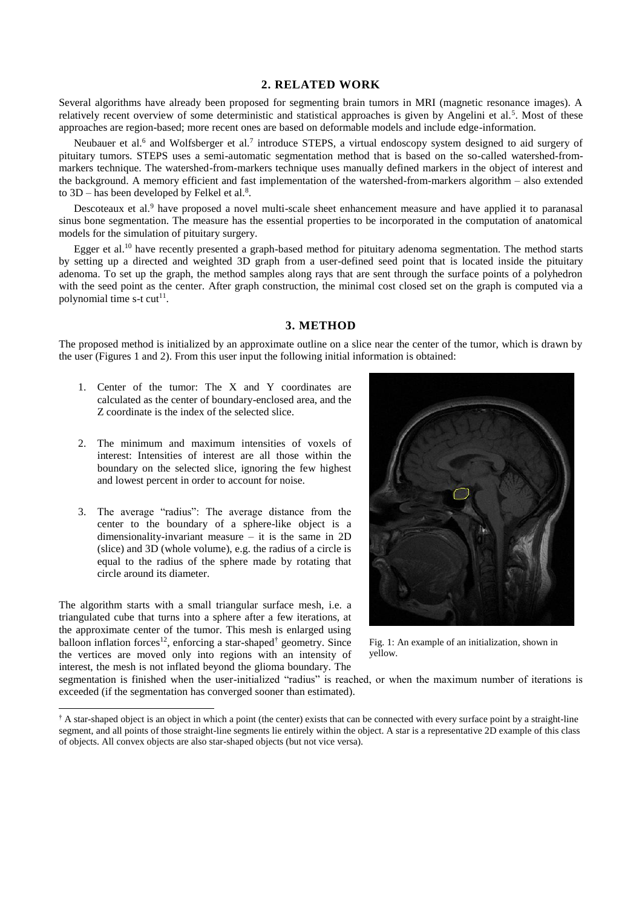## 2. RELATED WORK

Several algorithms have already been proposed for segmenting brain tumors in MRI (magnetic resonance images). A relatively recent overview of some deterministic and statistical approaches is given by Angelini et al.[5]. Most of these approaches are region-based; more recent ones are based on deformable models and include edge-information.

Neubauer et al.[6] and Wolfsberger et al.[7] introduce STEPS, a virtual endoscopy system designed to aid surgery of pituitary tumors. STEPS uses a semi-automatic segmentation method that is based on the so-called watershed-from-markers technique. The watershed-from-markers technique uses manually defined markers in the object of interest and the background. A memory efficient and fast implementation of the watershed-from-markers algorithm – also extended to 3D – has been developed by Felkel et al.[8].

Descoteaux et al.[9] have proposed a novel multi-scale sheet enhancement measure and have applied it to paranasal sinus bone segmentation. The measure has the essential properties to be incorporated in the computation of anatomical models for the simulation of pituitary surgery.

Egger et al.[10] have recently presented a graph-based method for pituitary adenoma segmentation. The method starts by setting up a directed and weighted 3D graph from a user-defined seed point that is located inside the pituitary adenoma. To set up the graph, the method samples along rays that are sent through the surface points of a polyhedron with the seed point as the center. After graph construction, the minimal cost closed set on the graph is computed via a polynomial time s-t cut[11].

## 3. METHOD

The proposed method is initialized by an approximate outline on a slice near the center of the tumor, which is drawn by the user (Figures 1 and 2). From this user input the following initial information is obtained:

1. Center of the tumor: The X and Y coordinates are calculated as the center of boundary-enclosed area, and the Z coordinate is the index of the selected slice.
2. The minimum and maximum intensities of voxels of interest: Intensities of interest are all those within the boundary on the selected slice, ignoring the few highest and lowest percent in order to account for noise.
3. The average "radius": The average distance from the center to the boundary of a sphere-like object is a dimensionality-invariant measure – it is the same in 2D (slice) and 3D (whole volume), e.g. the radius of a circle is equal to the radius of the sphere made by rotating that circle around its diameter.

Fig. 1: An example of an initialization, shown in yellow.

The algorithm starts with a small triangular surface mesh, i.e. a triangulated cube that turns into a sphere after a few iterations, at the approximate center of the tumor. This mesh is enlarged using balloon inflation forces[12], enforcing a star-shaped[†] geometry. Since the vertices are moved only into regions with an intensity of interest, the mesh is not inflated beyond the glioma boundary. The segmentation is finished when the user-initialized "radius" is reached, or when the maximum number of iterations is exceeded (if the segmentation has converged sooner than estimated).

[†] A star-shaped object is an object in which a point (the center) exists that can be connected with every surface point by a straight-line segment, and all points of those straight-line segments lie entirely within the object. A star is a representative 2D example of this class of objects. All convex objects are also star-shaped objects (but not vice versa).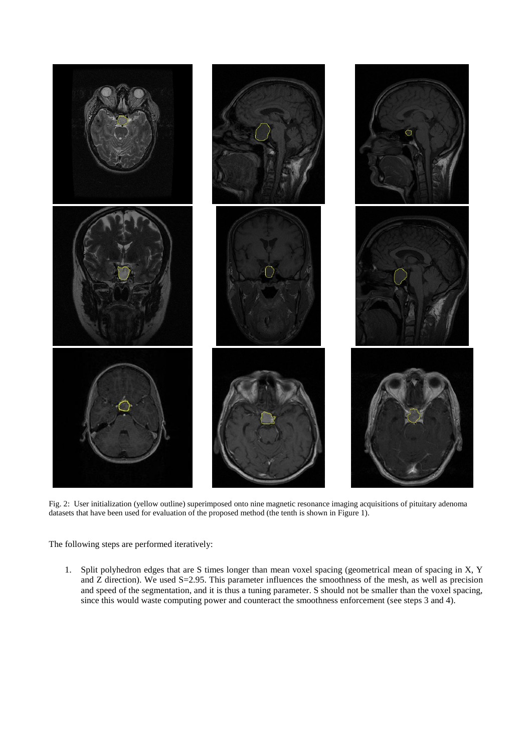Fig. 2: User initialization (yellow outline) superimposed onto nine magnetic resonance imaging acquisitions of pituitary adenoma datasets that have been used for evaluation of the proposed method (the tenth is shown in Figure 1).

The following steps are performed iteratively:

1. Split polyhedron edges that are S times longer than mean voxel spacing (geometrical mean of spacing in X, Y and Z direction). We used S=2.95. This parameter influences the smoothness of the mesh, as well as precision and speed of the segmentation, and it is thus a tuning parameter. S should not be smaller than the voxel spacing, since this would waste computing power and counteract the smoothness enforcement (see steps 3 and 4).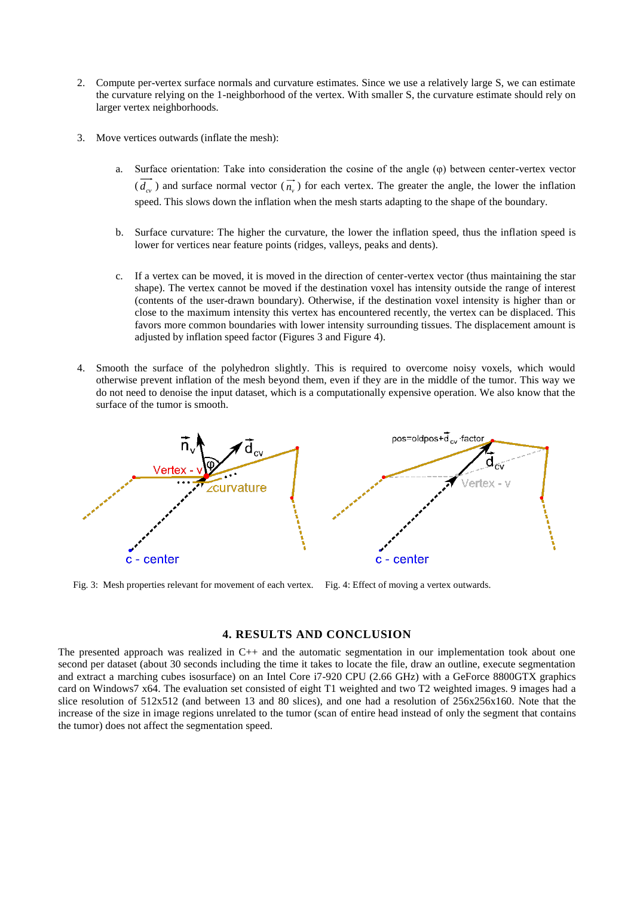2. Compute per-vertex surface normals and curvature estimates. Since we use a relatively large S, we can estimate the curvature relying on the 1-neighborhood of the vertex. With smaller S, the curvature estimate should rely on larger vertex neighborhoods.

3. Move vertices outwards (inflate the mesh):

   a. Surface orientation: Take into consideration the cosine of the angle (φ) between center-vertex vector ($\vec{d_{cv}}$) and surface normal vector ($\vec{n_v}$) for each vertex. The greater the angle, the lower the inflation speed. This slows down the inflation when the mesh starts adapting to the shape of the boundary.

   b. Surface curvature: The higher the curvature, the lower the inflation speed, thus the inflation speed is lower for vertices near feature points (ridges, valleys, peaks and dents).

   c. If a vertex can be moved, it is moved in the direction of center-vertex vector (thus maintaining the star shape). The vertex cannot be moved if the destination voxel has intensity outside the range of interest (contents of the user-drawn boundary). Otherwise, if the destination voxel intensity is higher than or close to the maximum intensity this vertex has encountered recently, the vertex can be displaced. This favors more common boundaries with lower intensity surrounding tissues. The displacement amount is adjusted by inflation speed factor (Figures 3 and Figure 4).

4. Smooth the surface of the polyhedron slightly. This is required to overcome noisy voxels, which would otherwise prevent inflation of the mesh beyond them, even if they are in the middle of the tumor. This way we do not need to denoise the input dataset, which is a computationally expensive operation. We also know that the surface of the tumor is smooth.

Fig. 3: Mesh properties relevant for movement of each vertex.

Fig. 4: Effect of moving a vertex outwards.

## 4. RESULTS AND CONCLUSION

The presented approach was realized in C++ and the automatic segmentation in our implementation took about one second per dataset (about 30 seconds including the time it takes to locate the file, draw an outline, execute segmentation and extract a marching cubes isosurface) on an Intel Core i7-920 CPU (2.66 GHz) with a GeForce 8800GTX graphics card on Windows7 x64. The evaluation set consisted of eight T1 weighted and two T2 weighted images. 9 images had a slice resolution of 512x512 (and between 13 and 80 slices), and one had a resolution of 256x256x160. Note that the increase of the size in image regions unrelated to the tumor (scan of entire head instead of only the segment that contains the tumor) does not affect the segmentation speed.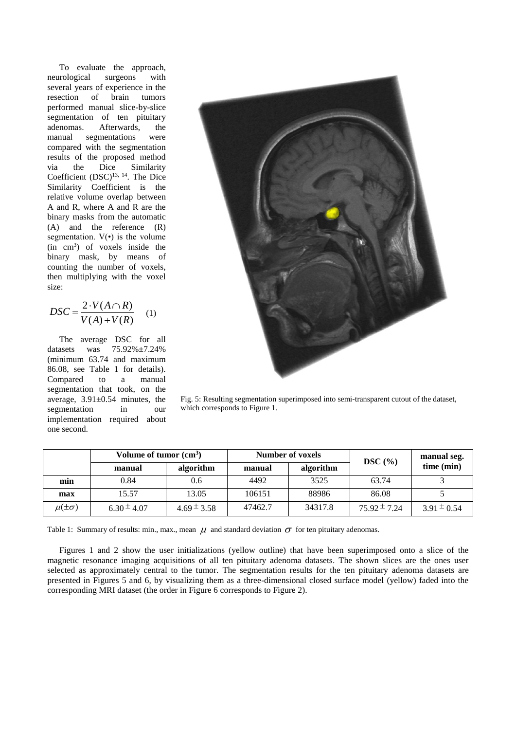To evaluate the approach, neurological surgeons with several years of experience in the resection of brain tumors performed manual slice-by-slice segmentation of ten pituitary adenomas. Afterwards, the manual segmentations were compared with the segmentation results of the proposed method via the Dice Similarity Coefficient (DSC)[13, 14]. The Dice Similarity Coefficient is the relative volume overlap between A and R, where A and R are the binary masks from the automatic (A) and the reference (R) segmentation. V(•) is the volume (in $cm^3$) of voxels inside the binary mask, by means of counting the number of voxels, then multiplying with the voxel size:

$$DSC = \frac{2 \cdot V(A \cap R)}{V(A) + V(R)} \quad (1)$$

The average DSC for all datasets was 75.92%±7.24% (minimum 63.74 and maximum 86.08, see Table 1 for details). Compared to a manual segmentation that took, on the average, 3.91±0.54 minutes, the segmentation in our implementation required about one second.

Fig. 5: Resulting segmentation superimposed into semi-transparent cutout of the dataset, which corresponds to Figure 1.

| | Volume of tumor ($cm^3$) | | Number of voxels | | DSC (%) | manual seg. time (min) |
|---|---|---|---|---|---|---|
| | manual | algorithm | manual | algorithm | | |
| **min** | 0.84 | 0.6 | 4492 | 3525 | 63.74 | 3 |
| **max** | 15.57 | 13.05 | 106151 | 88986 | 86.08 | 5 |
| $\mu(\pm\sigma)$ | $6.30 \pm 4.07$ | $4.69 \pm 3.58$ | 47462.7 | 34317.8 | $75.92 \pm 7.24$ | $3.91 \pm 0.54$ |

Table 1: Summary of results: min., max., mean $\mu$ and standard deviation $\sigma$ for ten pituitary adenomas.

Figures 1 and 2 show the user initializations (yellow outline) that have been superimposed onto a slice of the magnetic resonance imaging acquisitions of all ten pituitary adenoma datasets. The shown slices are the ones user selected as approximately central to the tumor. The segmentation results for the ten pituitary adenoma datasets are presented in Figures 5 and 6, by visualizing them as a three-dimensional closed surface model (yellow) faded into the corresponding MRI dataset (the order in Figure 6 corresponds to Figure 2).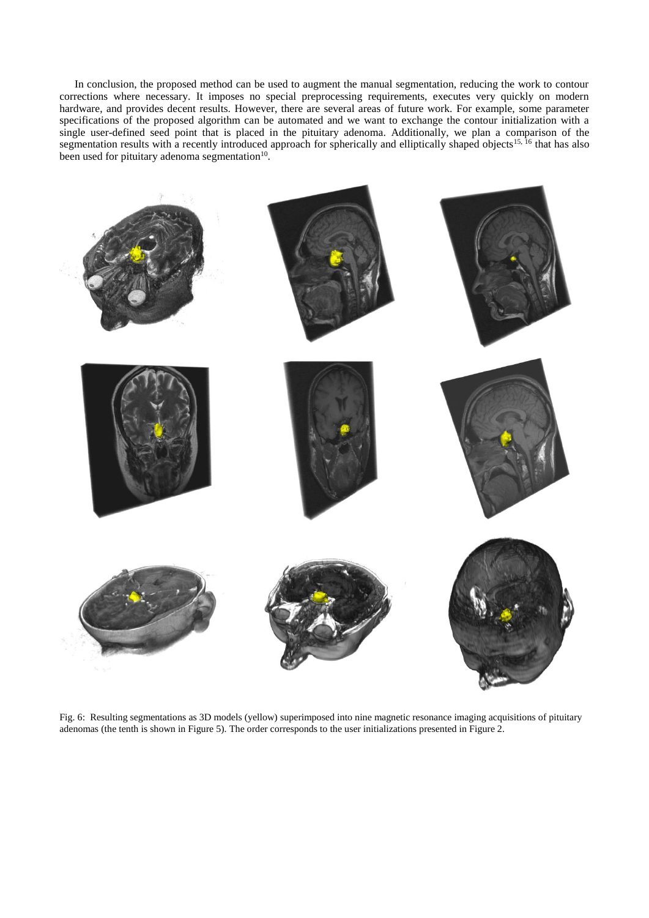In conclusion, the proposed method can be used to augment the manual segmentation, reducing the work to contour corrections where necessary. It imposes no special preprocessing requirements, executes very quickly on modern hardware, and provides decent results. However, there are several areas of future work. For example, some parameter specifications of the proposed algorithm can be automated and we want to exchange the contour initialization with a single user-defined seed point that is placed in the pituitary adenoma. Additionally, we plan a comparison of the segmentation results with a recently introduced approach for spherically and elliptically shaped objects[15, 16] that has also been used for pituitary adenoma segmentation[10].

Fig. 6: Resulting segmentations as 3D models (yellow) superimposed into nine magnetic resonance imaging acquisitions of pituitary adenomas (the tenth is shown in Figure 5). The order corresponds to the user initializations presented in Figure 2.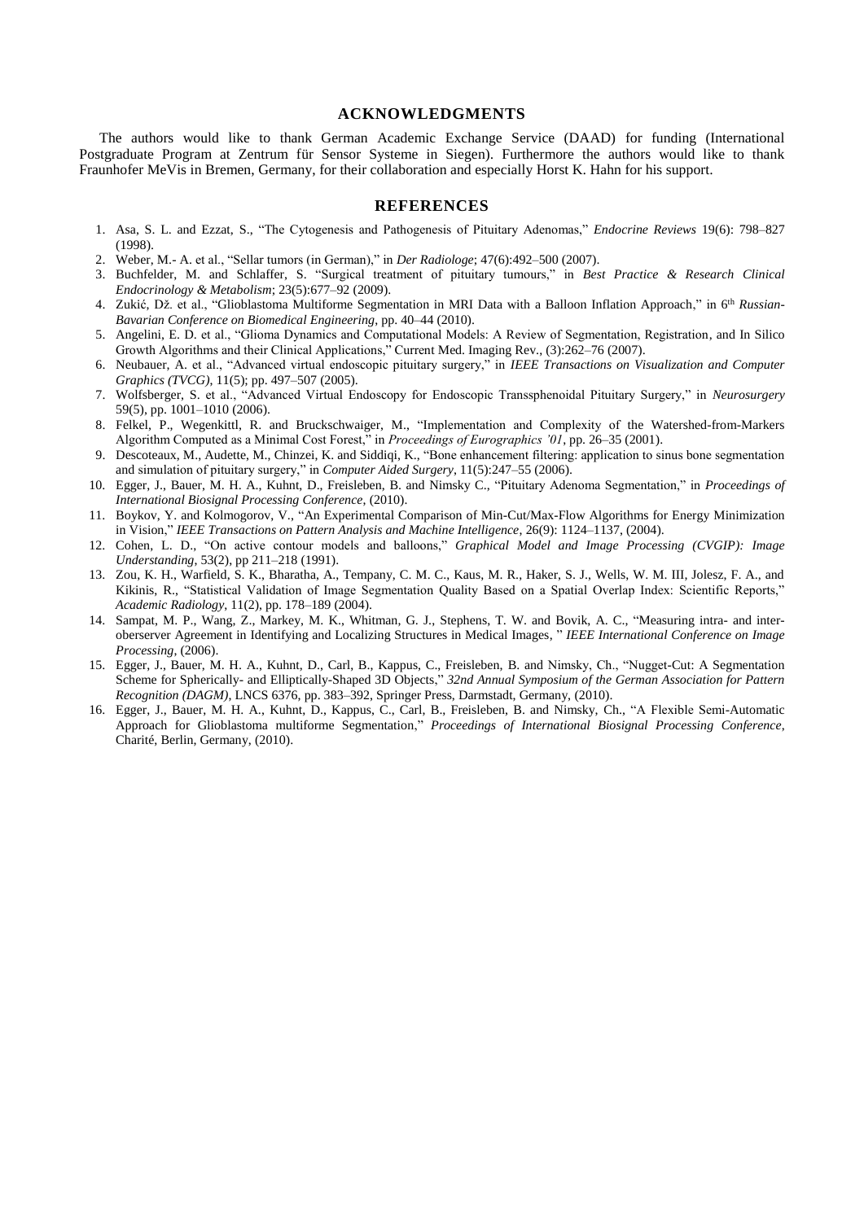## ACKNOWLEDGMENTS

The authors would like to thank German Academic Exchange Service (DAAD) for funding (International Postgraduate Program at Zentrum für Sensor Systeme in Siegen). Furthermore the authors would like to thank Fraunhofer MeVis in Bremen, Germany, for their collaboration and especially Horst K. Hahn for his support.

## REFERENCES

1. Asa, S. L. and Ezzat, S., "The Cytogenesis and Pathogenesis of Pituitary Adenomas," *Endocrine Reviews* 19(6): 798–827 (1998).
2. Weber, M.- A. et al., "Sellar tumors (in German)," in *Der Radiologe*; 47(6):492–500 (2007).
3. Buchfelder, M. and Schlaffer, S. "Surgical treatment of pituitary tumours," in *Best Practice & Research Clinical Endocrinology & Metabolism*; 23(5):677–92 (2009).
4. Zukić, Dž. et al., "Glioblastoma Multiforme Segmentation in MRI Data with a Balloon Inflation Approach," in 6th *Russian-Bavarian Conference on Biomedical Engineering*, pp. 40–44 (2010).
5. Angelini, E. D. et al., "Glioma Dynamics and Computational Models: A Review of Segmentation, Registration, and In Silico Growth Algorithms and their Clinical Applications," Current Med. Imaging Rev., (3):262–76 (2007).
6. Neubauer, A. et al., "Advanced virtual endoscopic pituitary surgery," in *IEEE Transactions on Visualization and Computer Graphics (TVCG)*, 11(5); pp. 497–507 (2005).
7. Wolfsberger, S. et al., "Advanced Virtual Endoscopy for Endoscopic Transsphenoidal Pituitary Surgery," in *Neurosurgery* 59(5), pp. 1001–1010 (2006).
8. Felkel, P., Wegenkittl, R. and Bruckschwaiger, M., "Implementation and Complexity of the Watershed-from-Markers Algorithm Computed as a Minimal Cost Forest," in *Proceedings of Eurographics '01*, pp. 26–35 (2001).
9. Descoteaux, M., Audette, M., Chinzei, K. and Siddiqi, K., "Bone enhancement filtering: application to sinus bone segmentation and simulation of pituitary surgery," in *Computer Aided Surgery*, 11(5):247–55 (2006).
10. Egger, J., Bauer, M. H. A., Kuhnt, D., Freisleben, B. and Nimsky C., "Pituitary Adenoma Segmentation," in *Proceedings of International Biosignal Processing Conference*, (2010).
11. Boykov, Y. and Kolmogorov, V., "An Experimental Comparison of Min-Cut/Max-Flow Algorithms for Energy Minimization in Vision," *IEEE Transactions on Pattern Analysis and Machine Intelligence*, 26(9): 1124–1137, (2004).
12. Cohen, L. D., "On active contour models and balloons," *Graphical Model and Image Processing (CVGIP): Image Understanding*, 53(2), pp 211–218 (1991).
13. Zou, K. H., Warfield, S. K., Bharatha, A., Tempany, C. M. C., Kaus, M. R., Haker, S. J., Wells, W. M. III, Jolesz, F. A., and Kikinis, R., "Statistical Validation of Image Segmentation Quality Based on a Spatial Overlap Index: Scientific Reports," *Academic Radiology*, 11(2), pp. 178–189 (2004).
14. Sampat, M. P., Wang, Z., Markey, M. K., Whitman, G. J., Stephens, T. W. and Bovik, A. C., "Measuring intra- and inter-oberserver Agreement in Identifying and Localizing Structures in Medical Images, " *IEEE International Conference on Image Processing*, (2006).
15. Egger, J., Bauer, M. H. A., Kuhnt, D., Carl, B., Kappus, C., Freisleben, B. and Nimsky, Ch., "Nugget-Cut: A Segmentation Scheme for Spherically- and Elliptically-Shaped 3D Objects," *32nd Annual Symposium of the German Association for Pattern Recognition (DAGM)*, LNCS 6376, pp. 383–392, Springer Press, Darmstadt, Germany, (2010).
16. Egger, J., Bauer, M. H. A., Kuhnt, D., Kappus, C., Carl, B., Freisleben, B. and Nimsky, Ch., "A Flexible Semi-Automatic Approach for Glioblastoma multiforme Segmentation," *Proceedings of International Biosignal Processing Conference*, Charité, Berlin, Germany, (2010).